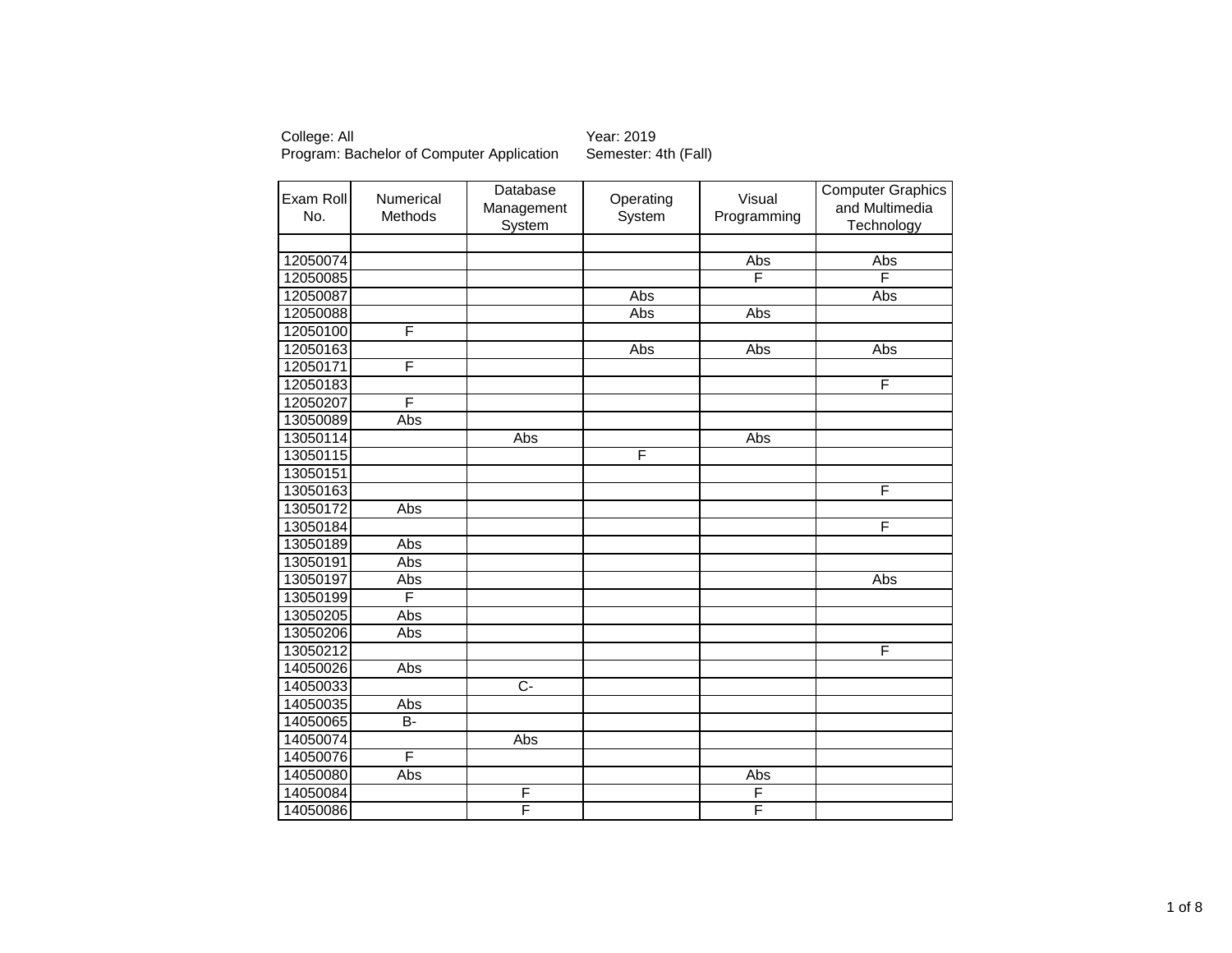College: All
Program: Bachelor of Computer Application

Year: 2019
Semester: 4th (Fall)

| Exam Roll No. | Numerical Methods | Database Management System | Operating System | Visual Programming | Computer Graphics and Multimedia Technology |
|---|---|---|---|---|---|
| | | | | | |
| 12050074 | | | | Abs | Abs |
| 12050085 | | | | F | F |
| 12050087 | | | Abs | | Abs |
| 12050088 | | | Abs | Abs | |
| 12050100 | F | | | | |
| 12050163 | | | Abs | Abs | Abs |
| 12050171 | F | | | | |
| 12050183 | | | | | F |
| 12050207 | F | | | | |
| 13050089 | Abs | | | | |
| 13050114 | | Abs | | Abs | |
| 13050115 | | | F | | |
| 13050151 | | | | | |
| 13050163 | | | | | F |
| 13050172 | Abs | | | | |
| 13050184 | | | | | F |
| 13050189 | Abs | | | | |
| 13050191 | Abs | | | | |
| 13050197 | Abs | | | | Abs |
| 13050199 | F | | | | |
| 13050205 | Abs | | | | |
| 13050206 | Abs | | | | |
| 13050212 | | | | | F |
| 14050026 | Abs | | | | |
| 14050033 | | C- | | | |
| 14050035 | Abs | | | | |
| 14050065 | B- | | | | |
| 14050074 | | Abs | | | |
| 14050076 | F | | | | |
| 14050080 | Abs | | | Abs | |
| 14050084 | | F | | F | |
| 14050086 | | F | | F | |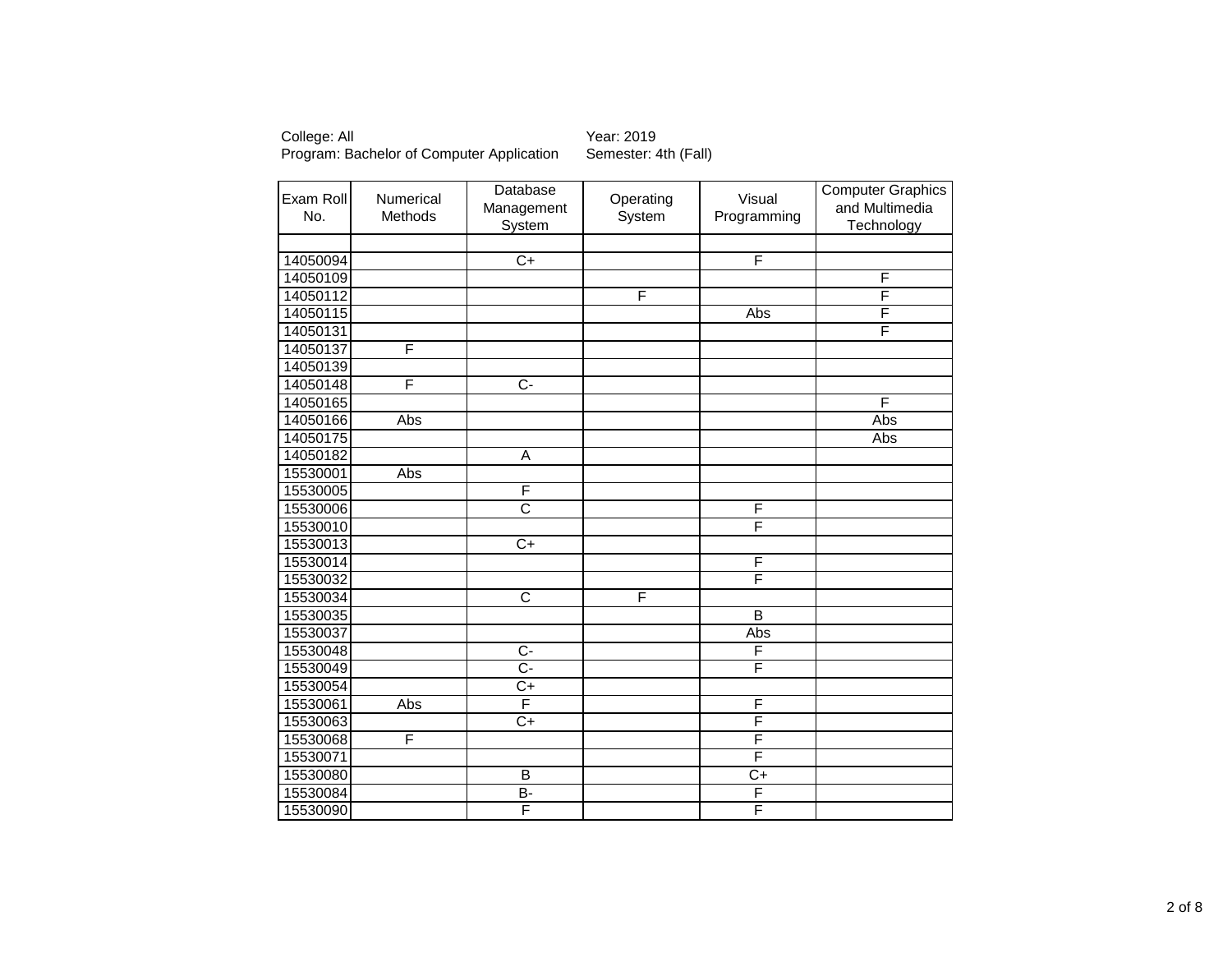College: All
Program: Bachelor of Computer Application

Year: 2019
Semester: 4th (Fall)

| Exam Roll No. | Numerical Methods | Database Management System | Operating System | Visual Programming | Computer Graphics and Multimedia Technology |
|---|---|---|---|---|---|
| | | | | | |
| 14050094 | | C+ | | F | |
| 14050109 | | | | | F |
| 14050112 | | | F | | F |
| 14050115 | | | | Abs | F |
| 14050131 | | | | | F |
| 14050137 | F | | | | |
| 14050139 | | | | | |
| 14050148 | F | C- | | | |
| 14050165 | | | | | F |
| 14050166 | Abs | | | | Abs |
| 14050175 | | | | | Abs |
| 14050182 | | A | | | |
| 15530001 | Abs | | | | |
| 15530005 | | F | | | |
| 15530006 | | C | | F | |
| 15530010 | | | | F | |
| 15530013 | | C+ | | | |
| 15530014 | | | | F | |
| 15530032 | | | | F | |
| 15530034 | | C | F | | |
| 15530035 | | | | B | |
| 15530037 | | | | Abs | |
| 15530048 | | C- | | F | |
| 15530049 | | C- | | F | |
| 15530054 | | C+ | | | |
| 15530061 | Abs | F | | F | |
| 15530063 | | C+ | | F | |
| 15530068 | F | | | F | |
| 15530071 | | | | F | |
| 15530080 | | B | | C+ | |
| 15530084 | | B- | | F | |
| 15530090 | | F | | F | |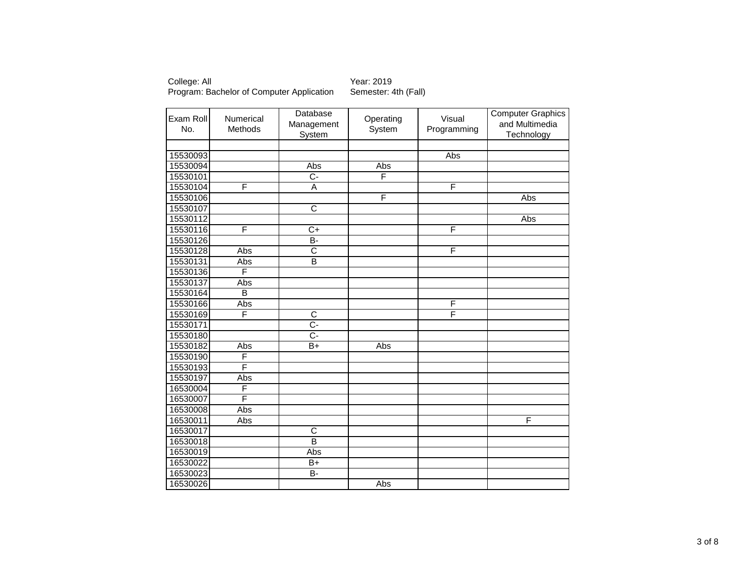College: All
Program: Bachelor of Computer Application

Year: 2019
Semester: 4th (Fall)

| Exam Roll No. | Numerical Methods | Database Management System | Operating System | Visual Programming | Computer Graphics and Multimedia Technology |
|---|---|---|---|---|---|
| | | | | | |
| 15530093 | | | | Abs | |
| 15530094 | | Abs | Abs | | |
| 15530101 | | C- | F | | |
| 15530104 | F | A | | F | |
| 15530106 | | | F | | Abs |
| 15530107 | | C | | | |
| 15530112 | | | | | Abs |
| 15530116 | F | C+ | | F | |
| 15530126 | | B- | | | |
| 15530128 | Abs | C | | F | |
| 15530131 | Abs | B | | | |
| 15530136 | F | | | | |
| 15530137 | Abs | | | | |
| 15530164 | B | | | | |
| 15530166 | Abs | | | F | |
| 15530169 | F | C | | F | |
| 15530171 | | C- | | | |
| 15530180 | | C- | | | |
| 15530182 | Abs | B+ | Abs | | |
| 15530190 | F | | | | |
| 15530193 | F | | | | |
| 15530197 | Abs | | | | |
| 16530004 | F | | | | |
| 16530007 | F | | | | |
| 16530008 | Abs | | | | |
| 16530011 | Abs | | | | F |
| 16530017 | | C | | | |
| 16530018 | | B | | | |
| 16530019 | | Abs | | | |
| 16530022 | | B+ | | | |
| 16530023 | | B- | | | |
| 16530026 | | | Abs | | |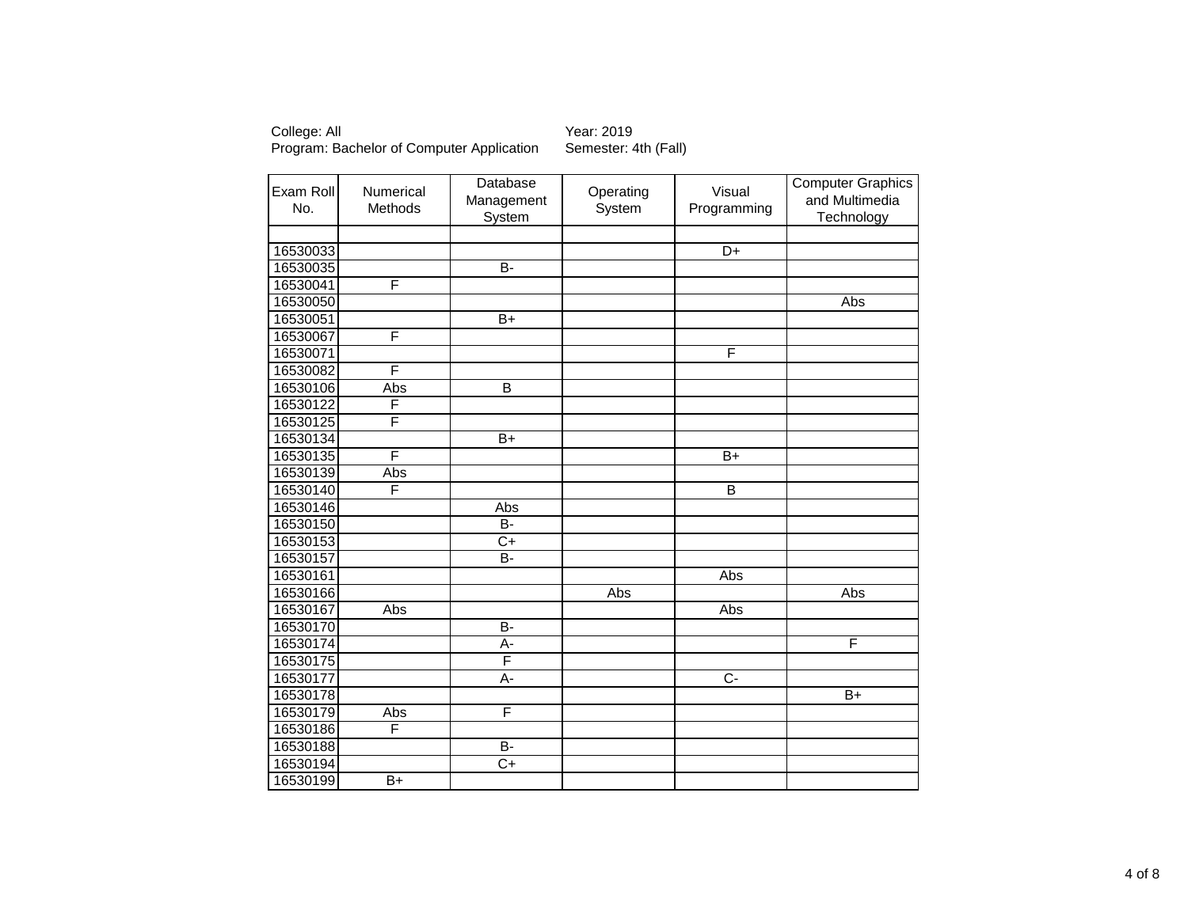College: All
Program: Bachelor of Computer Application

Year: 2019
Semester: 4th (Fall)

| Exam Roll No. | Numerical Methods | Database Management System | Operating System | Visual Programming | Computer Graphics and Multimedia Technology |
|---|---|---|---|---|---|
| | | | | | |
| 16530033 | | | | D+ | |
| 16530035 | | B- | | | |
| 16530041 | F | | | | |
| 16530050 | | | | | Abs |
| 16530051 | | B+ | | | |
| 16530067 | F | | | | |
| 16530071 | | | | F | |
| 16530082 | F | | | | |
| 16530106 | Abs | B | | | |
| 16530122 | F | | | | |
| 16530125 | F | | | | |
| 16530134 | | B+ | | | |
| 16530135 | F | | | B+ | |
| 16530139 | Abs | | | | |
| 16530140 | F | | | B | |
| 16530146 | | Abs | | | |
| 16530150 | | B- | | | |
| 16530153 | | C+ | | | |
| 16530157 | | B- | | | |
| 16530161 | | | | Abs | |
| 16530166 | | | Abs | | Abs |
| 16530167 | Abs | | | Abs | |
| 16530170 | | B- | | | |
| 16530174 | | A- | | | F |
| 16530175 | | F | | | |
| 16530177 | | A- | | C- | |
| 16530178 | | | | | B+ |
| 16530179 | Abs | F | | | |
| 16530186 | F | | | | |
| 16530188 | | B- | | | |
| 16530194 | | C+ | | | |
| 16530199 | B+ | | | | |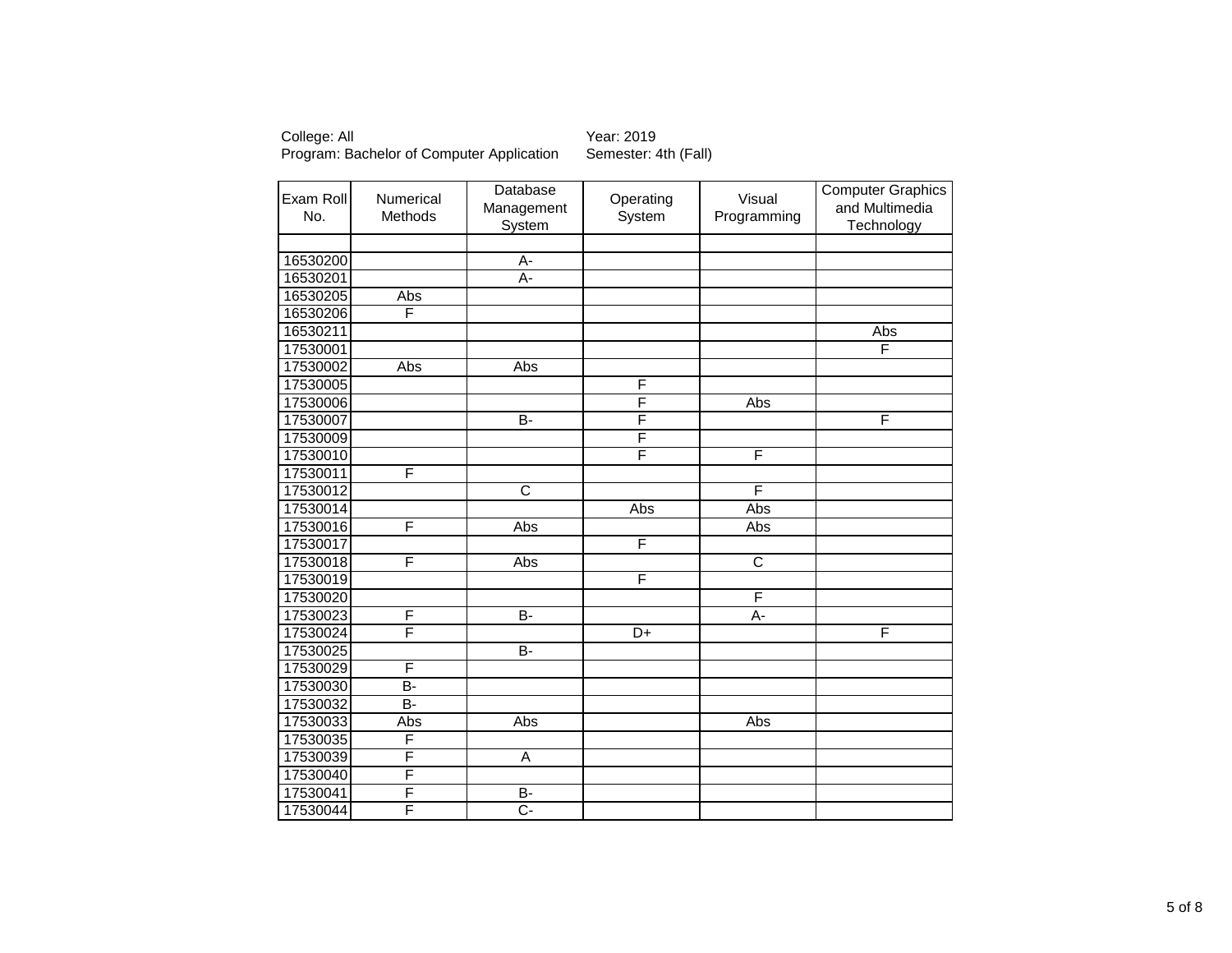College: All
Program: Bachelor of Computer Application

Year: 2019
Semester: 4th (Fall)

| Exam Roll No. | Numerical Methods | Database Management System | Operating System | Visual Programming | Computer Graphics and Multimedia Technology |
|---|---|---|---|---|---|
| | | | | | |
| 16530200 | | A- | | | |
| 16530201 | | A- | | | |
| 16530205 | Abs | | | | |
| 16530206 | F | | | | |
| 16530211 | | | | | Abs |
| 17530001 | | | | | F |
| 17530002 | Abs | Abs | | | |
| 17530005 | | | F | | |
| 17530006 | | | F | Abs | |
| 17530007 | | B- | F | | F |
| 17530009 | | | F | | |
| 17530010 | | | F | F | |
| 17530011 | F | | | | |
| 17530012 | | C | | F | |
| 17530014 | | | Abs | Abs | |
| 17530016 | F | Abs | | Abs | |
| 17530017 | | | F | | |
| 17530018 | F | Abs | | C | |
| 17530019 | | | F | | |
| 17530020 | | | | F | |
| 17530023 | F | B- | | A- | |
| 17530024 | F | | D+ | | F |
| 17530025 | | B- | | | |
| 17530029 | F | | | | |
| 17530030 | B- | | | | |
| 17530032 | B- | | | | |
| 17530033 | Abs | Abs | | Abs | |
| 17530035 | F | | | | |
| 17530039 | F | A | | | |
| 17530040 | F | | | | |
| 17530041 | F | B- | | | |
| 17530044 | F | C- | | | |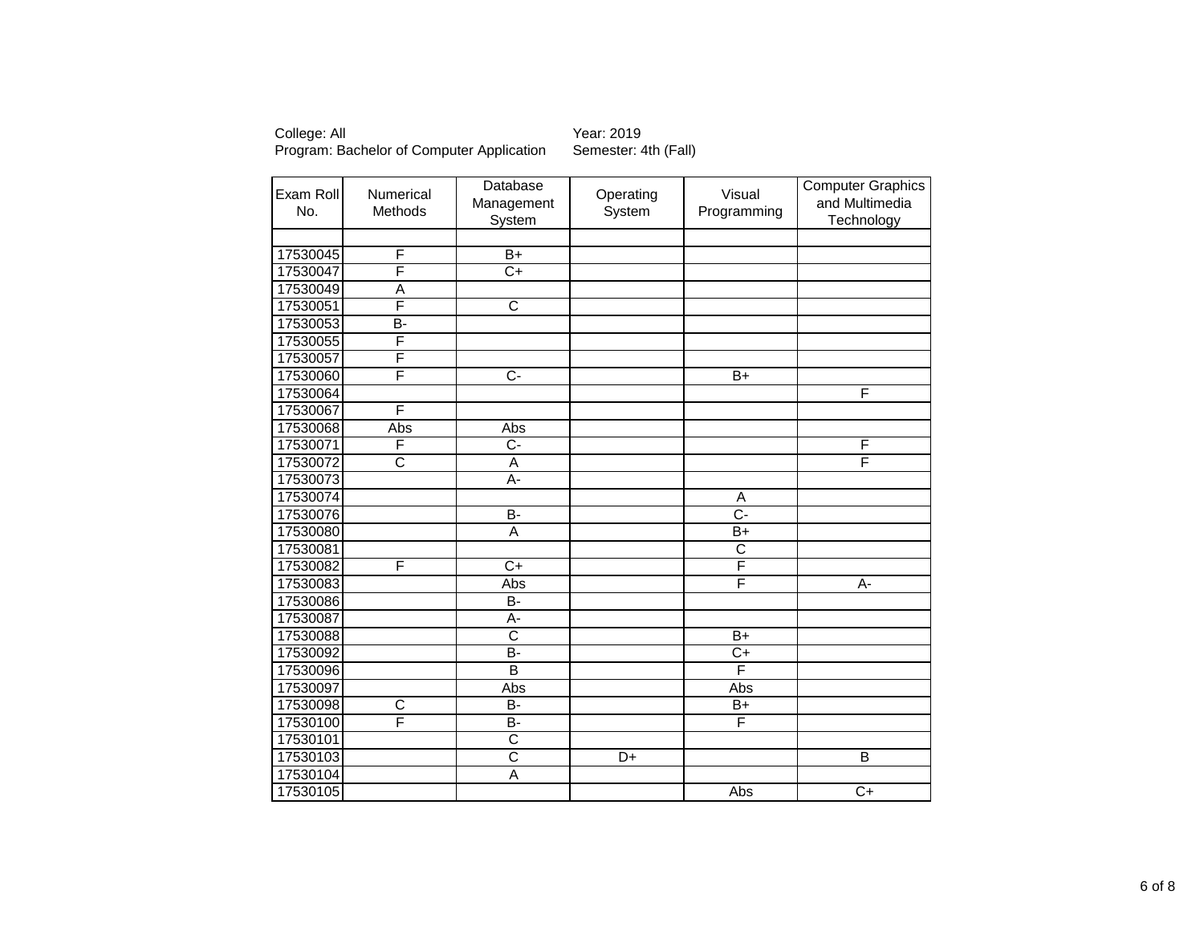College: All
Program: Bachelor of Computer Application

Year: 2019
Semester: 4th (Fall)

| Exam Roll No. | Numerical Methods | Database Management System | Operating System | Visual Programming | Computer Graphics and Multimedia Technology |
|---|---|---|---|---|---|
| | | | | | |
| 17530045 | F | B+ | | | |
| 17530047 | F | C+ | | | |
| 17530049 | A | | | | |
| 17530051 | F | C | | | |
| 17530053 | B- | | | | |
| 17530055 | F | | | | |
| 17530057 | F | | | | |
| 17530060 | F | C- | | B+ | |
| 17530064 | | | | | F |
| 17530067 | F | | | | |
| 17530068 | Abs | Abs | | | |
| 17530071 | F | C- | | | F |
| 17530072 | C | A | | | F |
| 17530073 | | A- | | | |
| 17530074 | | | | A | |
| 17530076 | | B- | | C- | |
| 17530080 | | A | | B+ | |
| 17530081 | | | | C | |
| 17530082 | F | C+ | | F | |
| 17530083 | | Abs | | F | A- |
| 17530086 | | B- | | | |
| 17530087 | | A- | | | |
| 17530088 | | C | | B+ | |
| 17530092 | | B- | | C+ | |
| 17530096 | | B | | F | |
| 17530097 | | Abs | | Abs | |
| 17530098 | C | B- | | B+ | |
| 17530100 | F | B- | | F | |
| 17530101 | | C | | | |
| 17530103 | | C | D+ | | B |
| 17530104 | | A | | | |
| 17530105 | | | | Abs | C+ |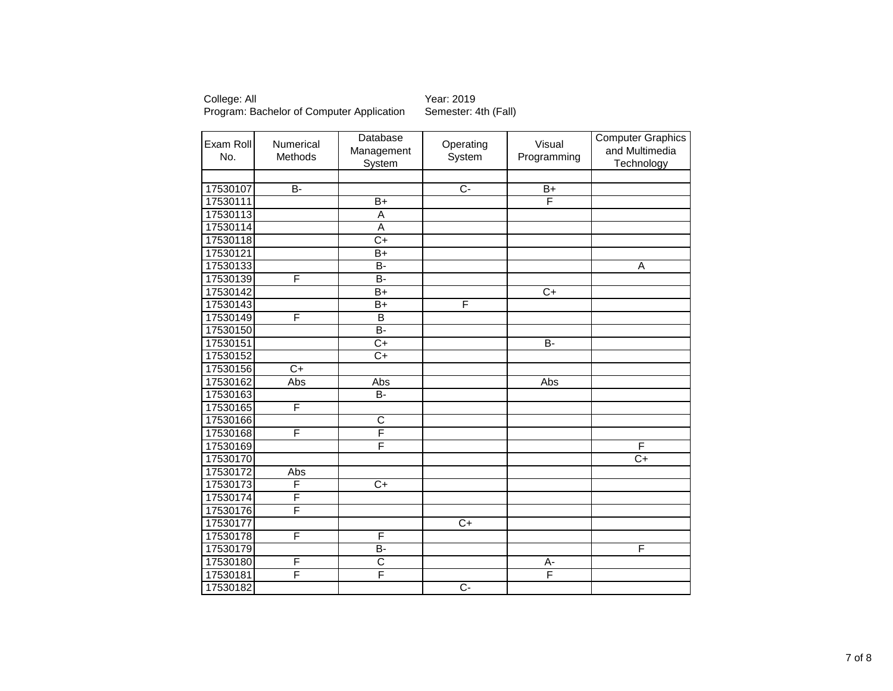College: All
Program: Bachelor of Computer Application

Year: 2019
Semester: 4th (Fall)

| Exam Roll No. | Numerical Methods | Database Management System | Operating System | Visual Programming | Computer Graphics and Multimedia Technology |
|---|---|---|---|---|---|
| | | | | | |
| 17530107 | B- | | C- | B+ | |
| 17530111 | | B+ | | F | |
| 17530113 | | A | | | |
| 17530114 | | A | | | |
| 17530118 | | C+ | | | |
| 17530121 | | B+ | | | |
| 17530133 | | B- | | | A |
| 17530139 | F | B- | | | |
| 17530142 | | B+ | | C+ | |
| 17530143 | | B+ | F | | |
| 17530149 | F | B | | | |
| 17530150 | | B- | | | |
| 17530151 | | C+ | | B- | |
| 17530152 | | C+ | | | |
| 17530156 | C+ | | | | |
| 17530162 | Abs | Abs | | Abs | |
| 17530163 | | B- | | | |
| 17530165 | F | | | | |
| 17530166 | | C | | | |
| 17530168 | F | F | | | |
| 17530169 | | F | | | F |
| 17530170 | | | | | C+ |
| 17530172 | Abs | | | | |
| 17530173 | F | C+ | | | |
| 17530174 | F | | | | |
| 17530176 | F | | | | |
| 17530177 | | | C+ | | |
| 17530178 | F | F | | | |
| 17530179 | | B- | | | F |
| 17530180 | F | C | | A- | |
| 17530181 | F | F | | F | |
| 17530182 | | | C- | | |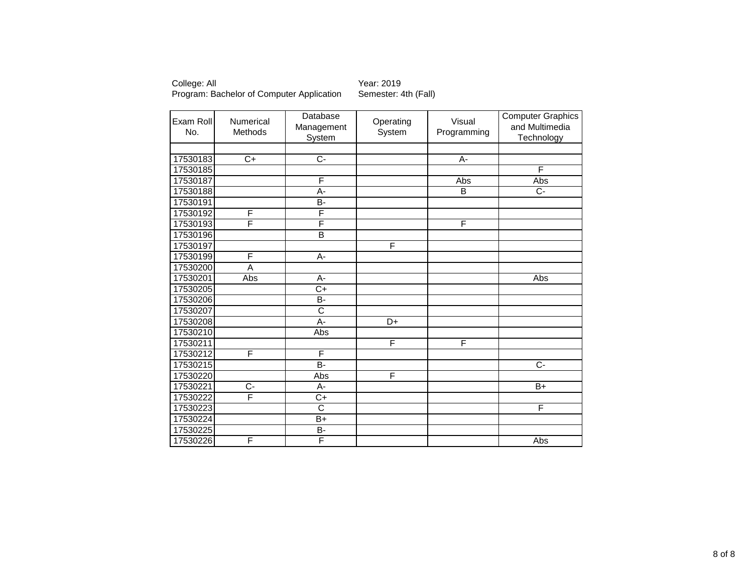College: All
Program: Bachelor of Computer Application

Year: 2019
Semester: 4th (Fall)

| Exam Roll No. | Numerical Methods | Database Management System | Operating System | Visual Programming | Computer Graphics and Multimedia Technology |
|---|---|---|---|---|---|
| | | | | | |
| 17530183 | C+ | C- | | A- | |
| 17530185 | | | | | F |
| 17530187 | | F | | Abs | Abs |
| 17530188 | | A- | | B | C- |
| 17530191 | | B- | | | |
| 17530192 | F | F | | | |
| 17530193 | F | F | | F | |
| 17530196 | | B | | | |
| 17530197 | | | F | | |
| 17530199 | F | A- | | | |
| 17530200 | A | | | | |
| 17530201 | Abs | A- | | | Abs |
| 17530205 | | C+ | | | |
| 17530206 | | B- | | | |
| 17530207 | | C | | | |
| 17530208 | | A- | D+ | | |
| 17530210 | | Abs | | | |
| 17530211 | | | F | F | |
| 17530212 | F | F | | | |
| 17530215 | | B- | | | C- |
| 17530220 | | Abs | F | | |
| 17530221 | C- | A- | | | B+ |
| 17530222 | F | C+ | | | |
| 17530223 | | C | | | F |
| 17530224 | | B+ | | | |
| 17530225 | | B- | | | |
| 17530226 | F | F | | | Abs |